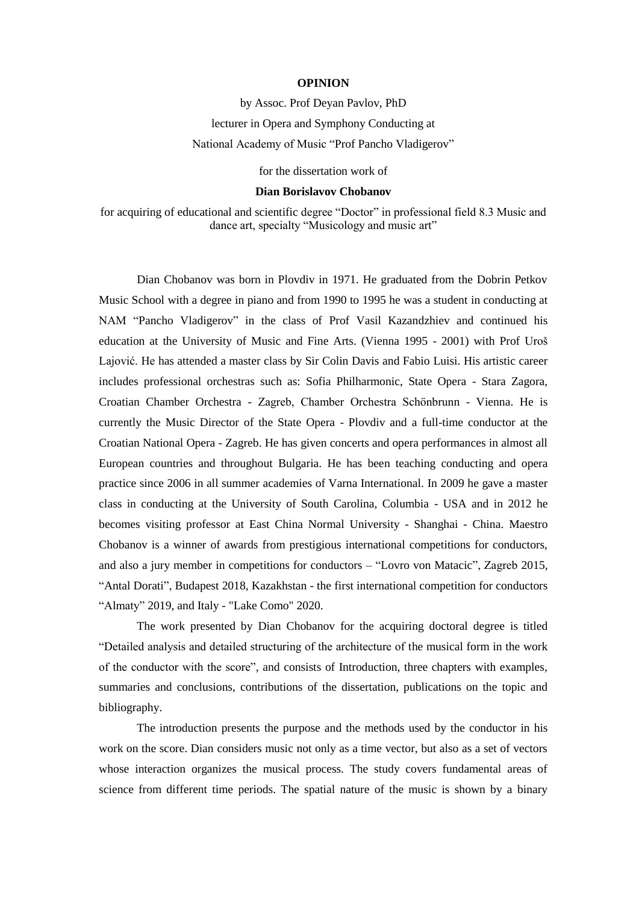**OPINION**

by Assoc. Prof Deyan Pavlov, PhD

lecturer in Opera and Symphony Conducting at

National Academy of Music "Prof Pancho Vladigerov"

for the dissertation work of

**Dian Borislavov Chobanov**

for acquiring of educational and scientific degree "Doctor" in professional field 8.3 Music and dance art, specialty "Musicology and music art"

Dian Chobanov was born in Plovdiv in 1971. He graduated from the Dobrin Petkov Music School with a degree in piano and from 1990 to 1995 he was a student in conducting at NAM "Pancho Vladigerov" in the class of Prof Vasil Kazandzhiev and continued his education at the University of Music and Fine Arts. (Vienna 1995 - 2001) with Prof Uroš Lajović. He has attended a master class by Sir Colin Davis and Fabio Luisi. His artistic career includes professional orchestras such as: Sofia Philharmonic, State Opera - Stara Zagora, Croatian Chamber Orchestra - Zagreb, Chamber Orchestra Schönbrunn - Vienna. He is currently the Music Director of the State Opera - Plovdiv and a full-time conductor at the Croatian National Opera - Zagreb. He has given concerts and opera performances in almost all European countries and throughout Bulgaria. He has been teaching conducting and opera practice since 2006 in all summer academies of Varna International. In 2009 he gave a master class in conducting at the University of South Carolina, Columbia - USA and in 2012 he becomes visiting professor at East China Normal University - Shanghai - China. Maestro Chobanov is a winner of awards from prestigious international competitions for conductors, and also a jury member in competitions for conductors – "Lovro von Matacic", Zagreb 2015, "Antal Dorati", Budapest 2018, Kazakhstan - the first international competition for conductors "Almaty" 2019, and Italy - "Lake Como" 2020.

The work presented by Dian Chobanov for the acquiring doctoral degree is titled "Detailed analysis and detailed structuring of the architecture of the musical form in the work of the conductor with the score", and consists of Introduction, three chapters with examples, summaries and conclusions, contributions of the dissertation, publications on the topic and bibliography.

The introduction presents the purpose and the methods used by the conductor in his work on the score. Dian considers music not only as a time vector, but also as a set of vectors whose interaction organizes the musical process. The study covers fundamental areas of science from different time periods. The spatial nature of the music is shown by a binary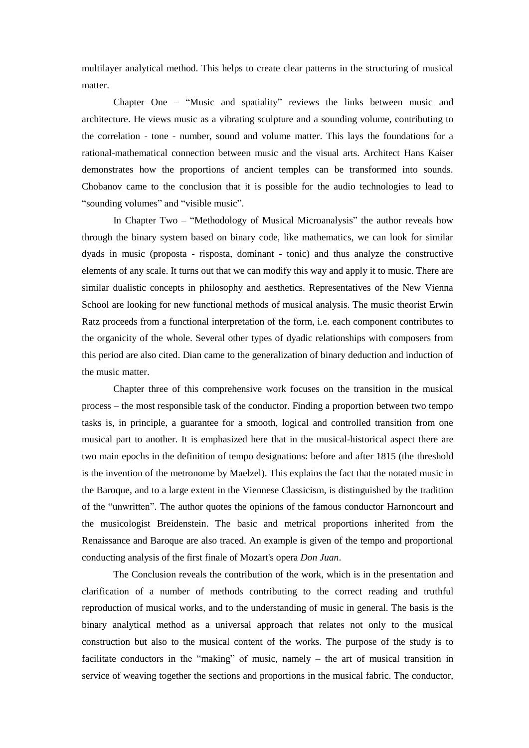multilayer analytical method. This helps to create clear patterns in the structuring of musical matter.

Chapter One – "Music and spatiality" reviews the links between music and architecture. He views music as a vibrating sculpture and a sounding volume, contributing to the correlation - tone - number, sound and volume matter. This lays the foundations for a rational-mathematical connection between music and the visual arts. Architect Hans Kaiser demonstrates how the proportions of ancient temples can be transformed into sounds. Chobanov came to the conclusion that it is possible for the audio technologies to lead to "sounding volumes" and "visible music".

In Chapter Two – "Methodology of Musical Microanalysis" the author reveals how through the binary system based on binary code, like mathematics, we can look for similar dyads in music (proposta - risposta, dominant - tonic) and thus analyze the constructive elements of any scale. It turns out that we can modify this way and apply it to music. There are similar dualistic concepts in philosophy and aesthetics. Representatives of the New Vienna School are looking for new functional methods of musical analysis. The music theorist Erwin Ratz proceeds from a functional interpretation of the form, i.e. each component contributes to the organicity of the whole. Several other types of dyadic relationships with composers from this period are also cited. Dian came to the generalization of binary deduction and induction of the music matter.

Chapter three of this comprehensive work focuses on the transition in the musical process – the most responsible task of the conductor. Finding a proportion between two tempo tasks is, in principle, a guarantee for a smooth, logical and controlled transition from one musical part to another. It is emphasized here that in the musical-historical aspect there are two main epochs in the definition of tempo designations: before and after 1815 (the threshold is the invention of the metronome by Maelzel). This explains the fact that the notated music in the Baroque, and to a large extent in the Viennese Classicism, is distinguished by the tradition of the "unwritten". The author quotes the opinions of the famous conductor Harnoncourt and the musicologist Breidenstein. The basic and metrical proportions inherited from the Renaissance and Baroque are also traced. An example is given of the tempo and proportional conducting analysis of the first finale of Mozart's opera *Don Juan*.

The Conclusion reveals the contribution of the work, which is in the presentation and clarification of a number of methods contributing to the correct reading and truthful reproduction of musical works, and to the understanding of music in general. The basis is the binary analytical method as a universal approach that relates not only to the musical construction but also to the musical content of the works. The purpose of the study is to facilitate conductors in the "making" of music, namely – the art of musical transition in service of weaving together the sections and proportions in the musical fabric. The conductor,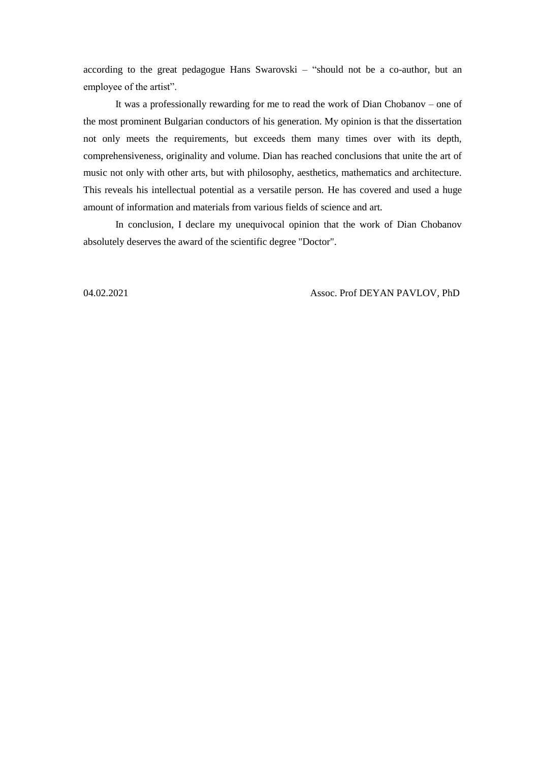according to the great pedagogue Hans Swarovski – "should not be a co-author, but an employee of the artist".

It was a professionally rewarding for me to read the work of Dian Chobanov – one of the most prominent Bulgarian conductors of his generation. My opinion is that the dissertation not only meets the requirements, but exceeds them many times over with its depth, comprehensiveness, originality and volume. Dian has reached conclusions that unite the art of music not only with other arts, but with philosophy, aesthetics, mathematics and architecture. This reveals his intellectual potential as a versatile person. He has covered and used a huge amount of information and materials from various fields of science and art.

In conclusion, I declare my unequivocal opinion that the work of Dian Chobanov absolutely deserves the award of the scientific degree "Doctor".

04.02.2021

Assoc. Prof DEYAN PAVLOV, PhD